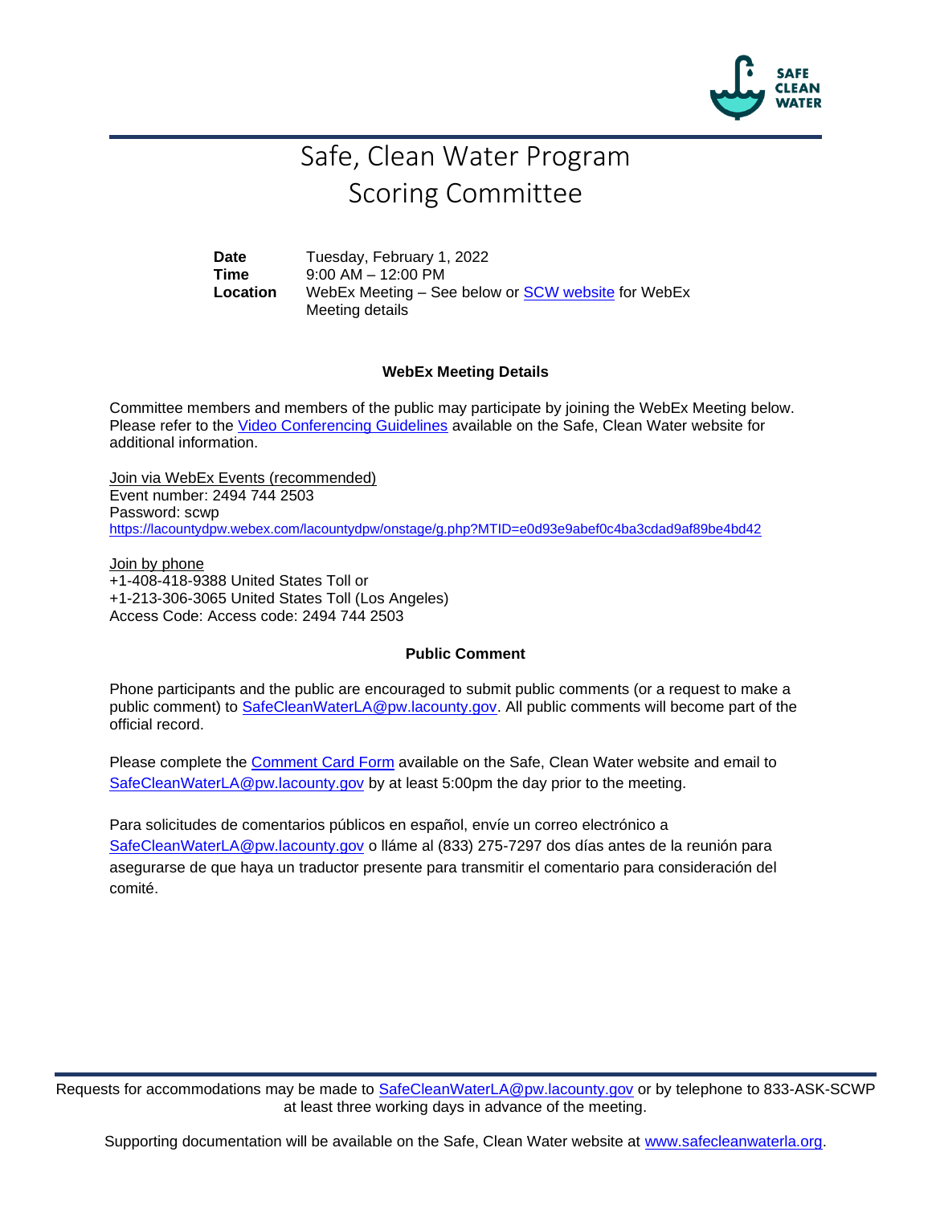# Safe, Clean Water Program
# Scoring Committee

**Date** Tuesday, February 1, 2022
**Time** 9:00 AM – 12:00 PM
**Location** WebEx Meeting – See below or SCW website for WebEx Meeting details

### WebEx Meeting Details

Committee members and members of the public may participate by joining the WebEx Meeting below. Please refer to the Video Conferencing Guidelines available on the Safe, Clean Water website for additional information.

Join via WebEx Events (recommended)
Event number: 2494 744 2503
Password: scwp
https://lacountydpw.webex.com/lacountydpw/onstage/g.php?MTID=e0d93e9abef0c4ba3cdad9af89be4bd42

Join by phone
+1-408-418-9388 United States Toll or
+1-213-306-3065 United States Toll (Los Angeles)
Access Code: Access code: 2494 744 2503

### Public Comment

Phone participants and the public are encouraged to submit public comments (or a request to make a public comment) to SafeCleanWaterLA@pw.lacounty.gov. All public comments will become part of the official record.

Please complete the Comment Card Form available on the Safe, Clean Water website and email to SafeCleanWaterLA@pw.lacounty.gov by at least 5:00pm the day prior to the meeting.

Para solicitudes de comentarios públicos en español, envíe un correo electrónico a SafeCleanWaterLA@pw.lacounty.gov o lláme al (833) 275-7297 dos días antes de la reunión para asegurarse de que haya un traductor presente para transmitir el comentario para consideración del comité.

Requests for accommodations may be made to SafeCleanWaterLA@pw.lacounty.gov or by telephone to 833-ASK-SCWP at least three working days in advance of the meeting.

Supporting documentation will be available on the Safe, Clean Water website at www.safecleanwaterla.org.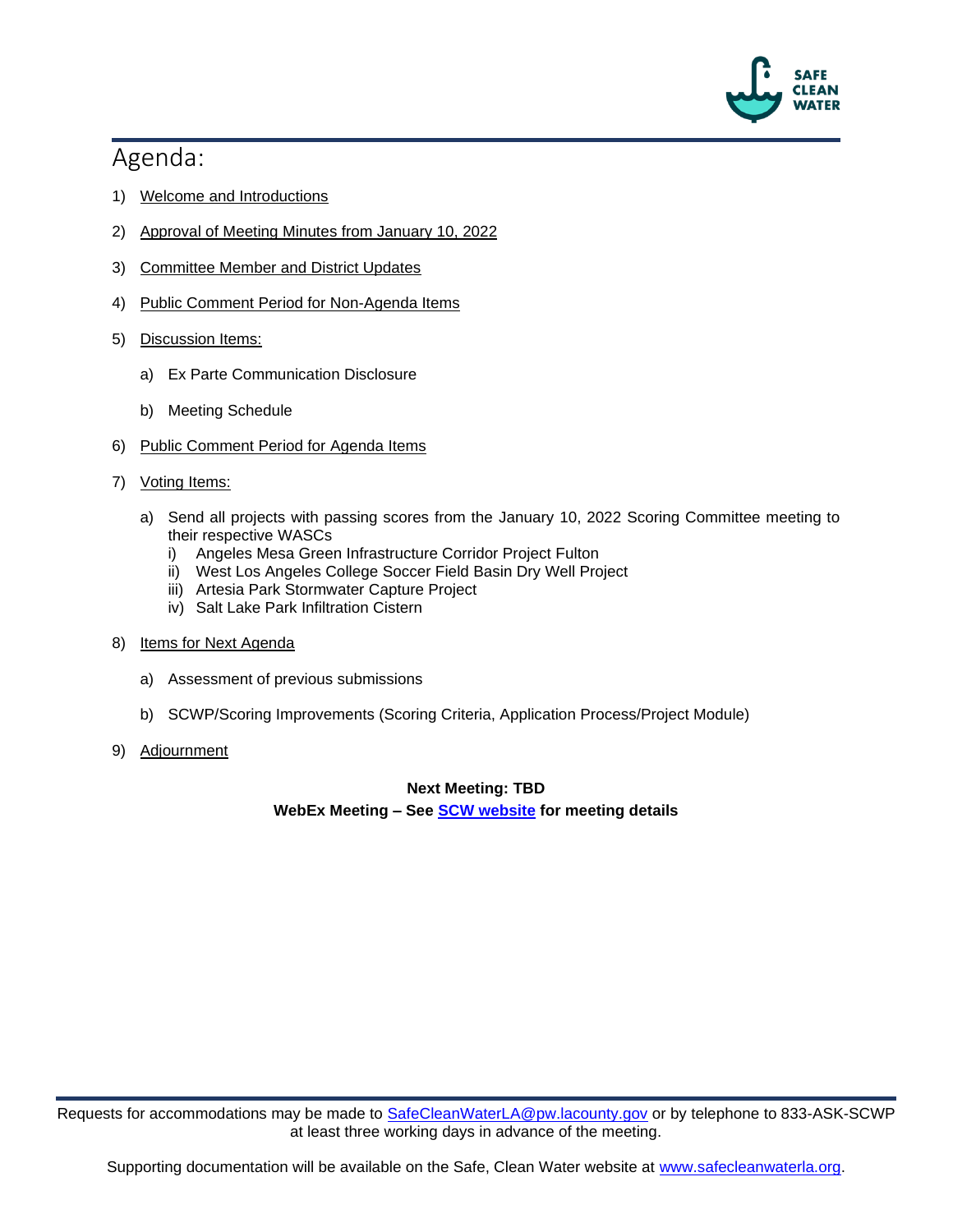# Agenda:

1) Welcome and Introductions

2) Approval of Meeting Minutes from January 10, 2022

3) Committee Member and District Updates

4) Public Comment Period for Non-Agenda Items

5) Discussion Items:

   a) Ex Parte Communication Disclosure

   b) Meeting Schedule

6) Public Comment Period for Agenda Items

7) Voting Items:

   a) Send all projects with passing scores from the January 10, 2022 Scoring Committee meeting to their respective WASCs
      i) Angeles Mesa Green Infrastructure Corridor Project Fulton
      ii) West Los Angeles College Soccer Field Basin Dry Well Project
      iii) Artesia Park Stormwater Capture Project
      iv) Salt Lake Park Infiltration Cistern

8) Items for Next Agenda

   a) Assessment of previous submissions

   b) SCWP/Scoring Improvements (Scoring Criteria, Application Process/Project Module)

9) Adjournment

**Next Meeting: TBD**

**WebEx Meeting – See SCW website for meeting details**

Requests for accommodations may be made to SafeCleanWaterLA@pw.lacounty.gov or by telephone to 833-ASK-SCWP at least three working days in advance of the meeting.

Supporting documentation will be available on the Safe, Clean Water website at www.safecleanwaterla.org.